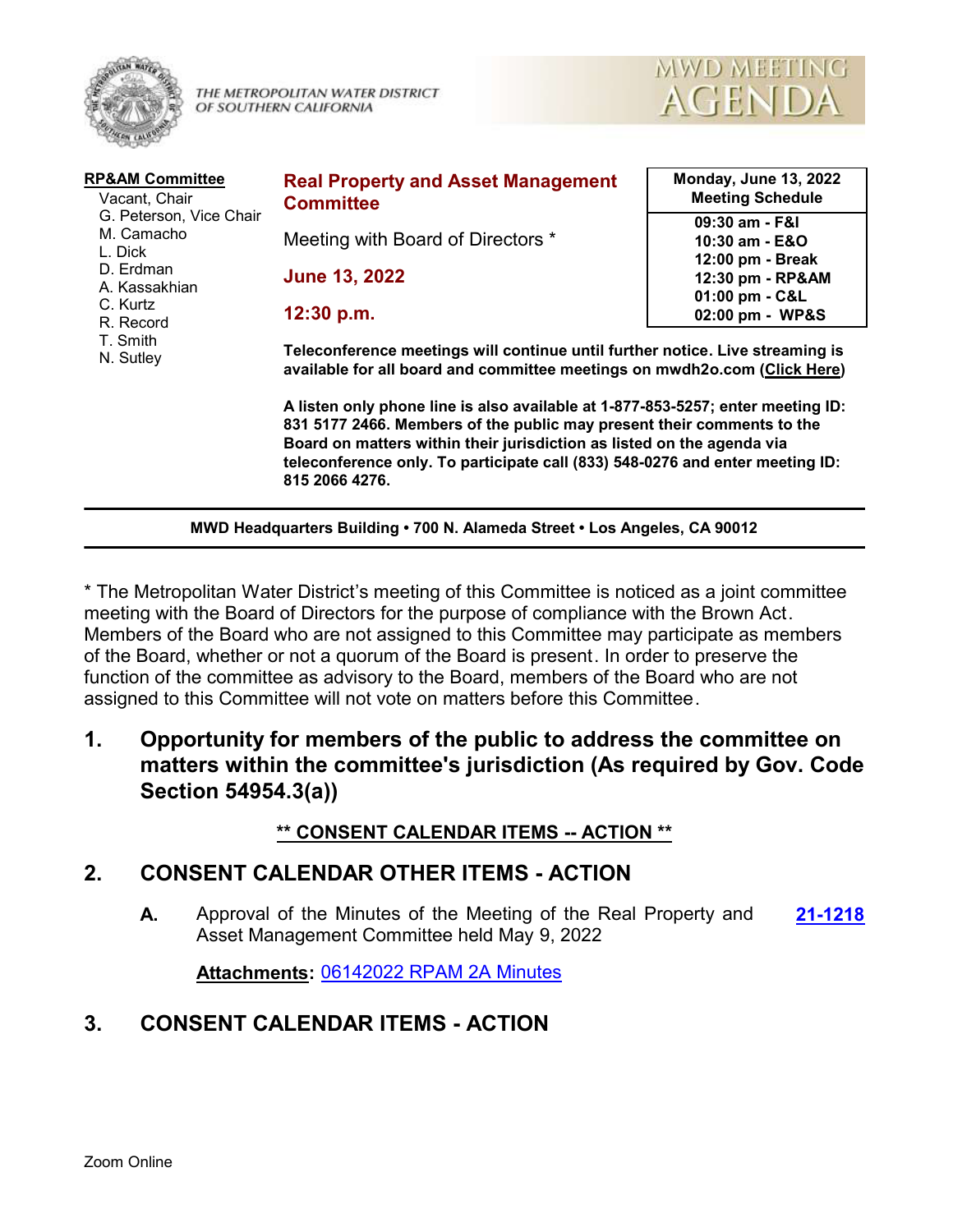THE METROPOLITAN WATER DISTRICT OF SOUTHERN CALIFORNIA

MWD MEETING AGENDA

**RP&AM Committee**
Vacant, Chair
G. Peterson, Vice Chair
M. Camacho
L. Dick
D. Erdman
A. Kassakhian
C. Kurtz
R. Record
T. Smith
N. Sutley

**Real Property and Asset Management Committee**

Meeting with Board of Directors *

**June 13, 2022**

**12:30 p.m.**

| Monday, June 13, 2022 Meeting Schedule |
| --- |
| 09:30 am - F&I |
| 10:30 am - E&O |
| 12:00 pm - Break |
| 12:30 pm - RP&AM |
| 01:00 pm - C&L |
| 02:00 pm - WP&S |

**Teleconference meetings will continue until further notice. Live streaming is available for all board and committee meetings on mwdh2o.com (Click Here)**

**A listen only phone line is also available at 1-877-853-5257; enter meeting ID: 831 5177 2466. Members of the public may present their comments to the Board on matters within their jurisdiction as listed on the agenda via teleconference only. To participate call (833) 548-0276 and enter meeting ID: 815 2066 4276.**

**MWD Headquarters Building • 700 N. Alameda Street • Los Angeles, CA 90012**

* The Metropolitan Water District's meeting of this Committee is noticed as a joint committee meeting with the Board of Directors for the purpose of compliance with the Brown Act. Members of the Board who are not assigned to this Committee may participate as members of the Board, whether or not a quorum of the Board is present. In order to preserve the function of the committee as advisory to the Board, members of the Board who are not assigned to this Committee will not vote on matters before this Committee.

## 1. Opportunity for members of the public to address the committee on matters within the committee's jurisdiction (As required by Gov. Code Section 54954.3(a))

**** CONSENT CALENDAR ITEMS -- ACTION ****

## 2. CONSENT CALENDAR OTHER ITEMS - ACTION

**A.** Approval of the Minutes of the Meeting of the Real Property and Asset Management Committee held May 9, 2022 **21-1218**

**Attachments:** 06142022 RPAM 2A Minutes

## 3. CONSENT CALENDAR ITEMS - ACTION

Zoom Online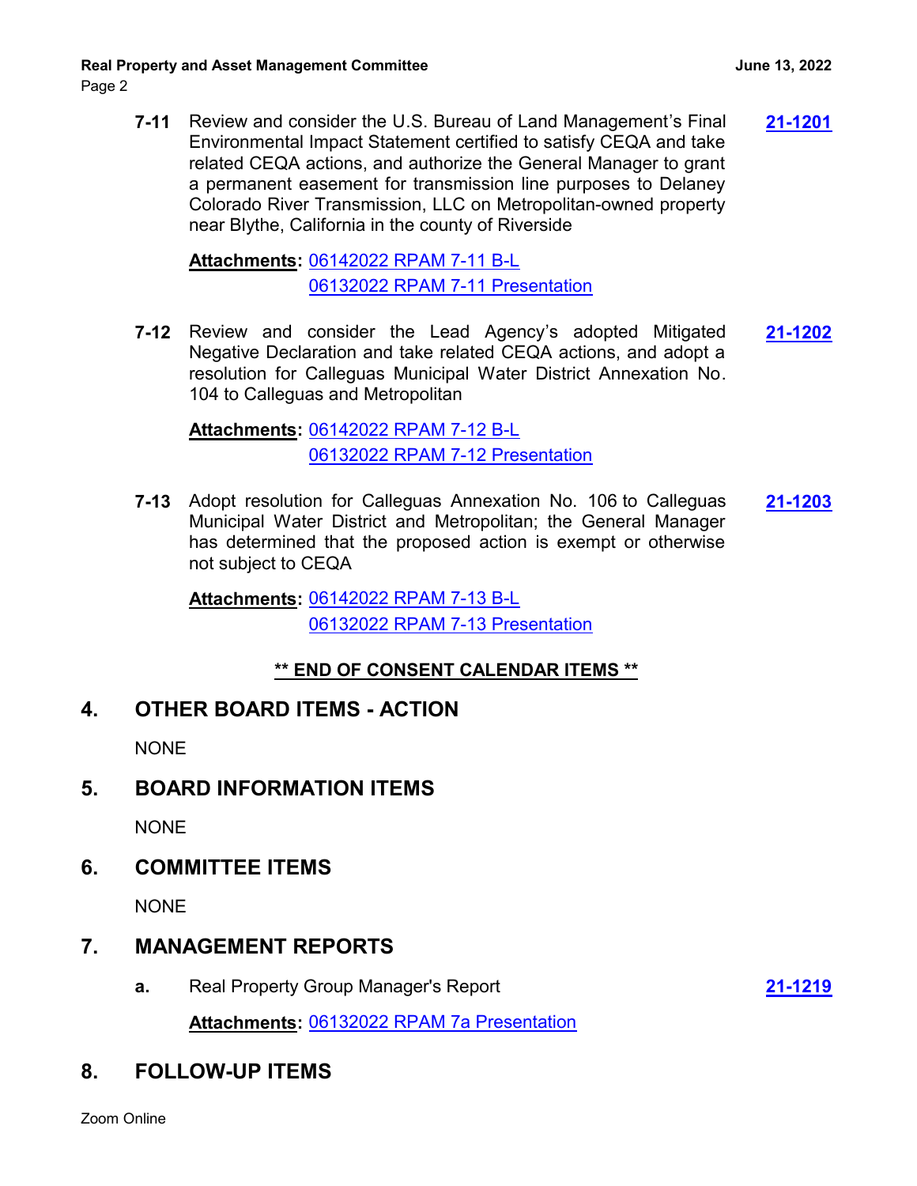**7-11** Review and consider the U.S. Bureau of Land Management's Final Environmental Impact Statement certified to satisfy CEQA and take related CEQA actions, and authorize the General Manager to grant a permanent easement for transmission line purposes to Delaney Colorado River Transmission, LLC on Metropolitan-owned property near Blythe, California in the county of Riverside **21-1201**

**Attachments:** 06142022 RPAM 7-11 B-L
06132022 RPAM 7-11 Presentation

**7-12** Review and consider the Lead Agency's adopted Mitigated Negative Declaration and take related CEQA actions, and adopt a resolution for Calleguas Municipal Water District Annexation No. 104 to Calleguas and Metropolitan **21-1202**

**Attachments:** 06142022 RPAM 7-12 B-L
06132022 RPAM 7-12 Presentation

**7-13** Adopt resolution for Calleguas Annexation No. 106 to Calleguas Municipal Water District and Metropolitan; the General Manager has determined that the proposed action is exempt or otherwise not subject to CEQA **21-1203**

**Attachments:** 06142022 RPAM 7-13 B-L
06132022 RPAM 7-13 Presentation

**\*\* END OF CONSENT CALENDAR ITEMS \*\***

## 4. OTHER BOARD ITEMS - ACTION

NONE

## 5. BOARD INFORMATION ITEMS

NONE

## 6. COMMITTEE ITEMS

NONE

## 7. MANAGEMENT REPORTS

**a.** Real Property Group Manager's Report **21-1219**

**Attachments:** 06132022 RPAM 7a Presentation

## 8. FOLLOW-UP ITEMS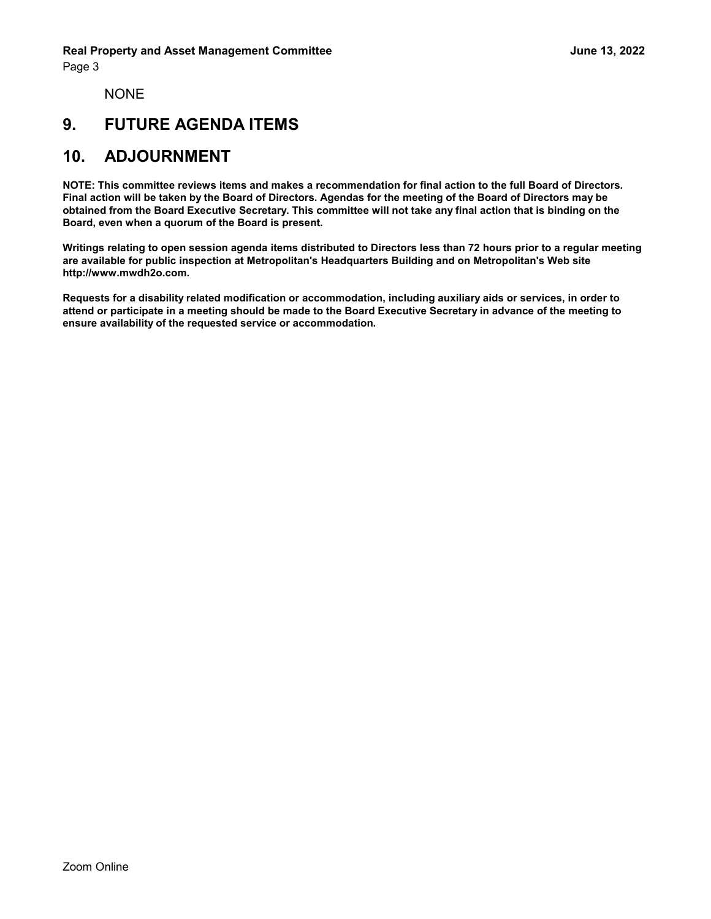NONE

## 9. FUTURE AGENDA ITEMS

## 10. ADJOURNMENT

**NOTE: This committee reviews items and makes a recommendation for final action to the full Board of Directors. Final action will be taken by the Board of Directors. Agendas for the meeting of the Board of Directors may be obtained from the Board Executive Secretary. This committee will not take any final action that is binding on the Board, even when a quorum of the Board is present.**

**Writings relating to open session agenda items distributed to Directors less than 72 hours prior to a regular meeting are available for public inspection at Metropolitan's Headquarters Building and on Metropolitan's Web site http://www.mwdh2o.com.**

**Requests for a disability related modification or accommodation, including auxiliary aids or services, in order to attend or participate in a meeting should be made to the Board Executive Secretary in advance of the meeting to ensure availability of the requested service or accommodation.**